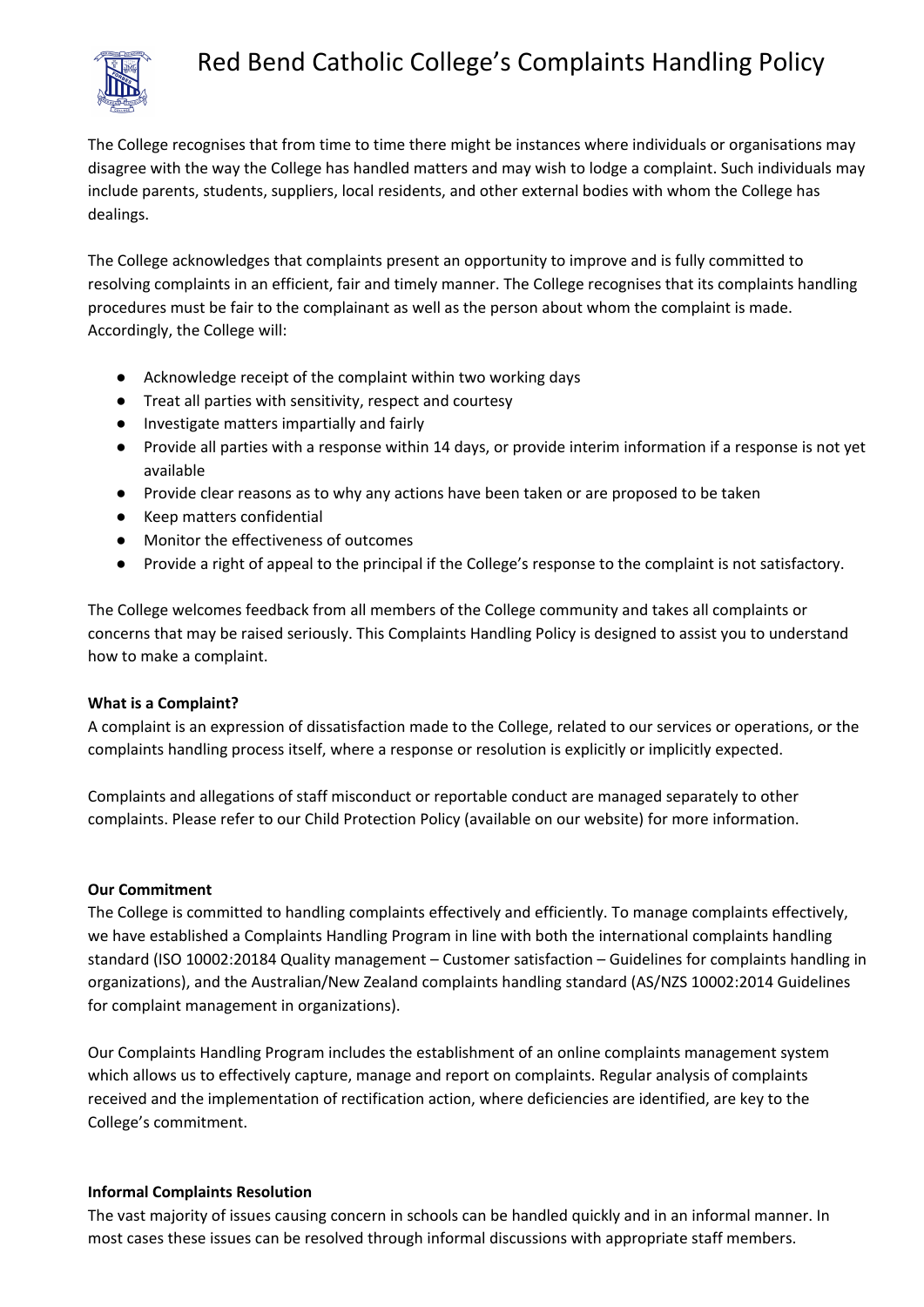# Red Bend Catholic College's Complaints Handling Policy

The College recognises that from time to time there might be instances where individuals or organisations may disagree with the way the College has handled matters and may wish to lodge a complaint. Such individuals may include parents, students, suppliers, local residents, and other external bodies with whom the College has dealings.

The College acknowledges that complaints present an opportunity to improve and is fully committed to resolving complaints in an efficient, fair and timely manner. The College recognises that its complaints handling procedures must be fair to the complainant as well as the person about whom the complaint is made. Accordingly, the College will:

- Acknowledge receipt of the complaint within two working days
- Treat all parties with sensitivity, respect and courtesy
- Investigate matters impartially and fairly
- Provide all parties with a response within 14 days, or provide interim information if a response is not yet available
- Provide clear reasons as to why any actions have been taken or are proposed to be taken
- Keep matters confidential
- Monitor the effectiveness of outcomes
- Provide a right of appeal to the principal if the College's response to the complaint is not satisfactory.

The College welcomes feedback from all members of the College community and takes all complaints or concerns that may be raised seriously. This Complaints Handling Policy is designed to assist you to understand how to make a complaint.

**What is a Complaint?**
A complaint is an expression of dissatisfaction made to the College, related to our services or operations, or the complaints handling process itself, where a response or resolution is explicitly or implicitly expected.

Complaints and allegations of staff misconduct or reportable conduct are managed separately to other complaints. Please refer to our Child Protection Policy (available on our website) for more information.

**Our Commitment**
The College is committed to handling complaints effectively and efficiently. To manage complaints effectively, we have established a Complaints Handling Program in line with both the international complaints handling standard (ISO 10002:20184 Quality management – Customer satisfaction – Guidelines for complaints handling in organizations), and the Australian/New Zealand complaints handling standard (AS/NZS 10002:2014 Guidelines for complaint management in organizations).

Our Complaints Handling Program includes the establishment of an online complaints management system which allows us to effectively capture, manage and report on complaints. Regular analysis of complaints received and the implementation of rectification action, where deficiencies are identified, are key to the College's commitment.

**Informal Complaints Resolution**
The vast majority of issues causing concern in schools can be handled quickly and in an informal manner. In most cases these issues can be resolved through informal discussions with appropriate staff members.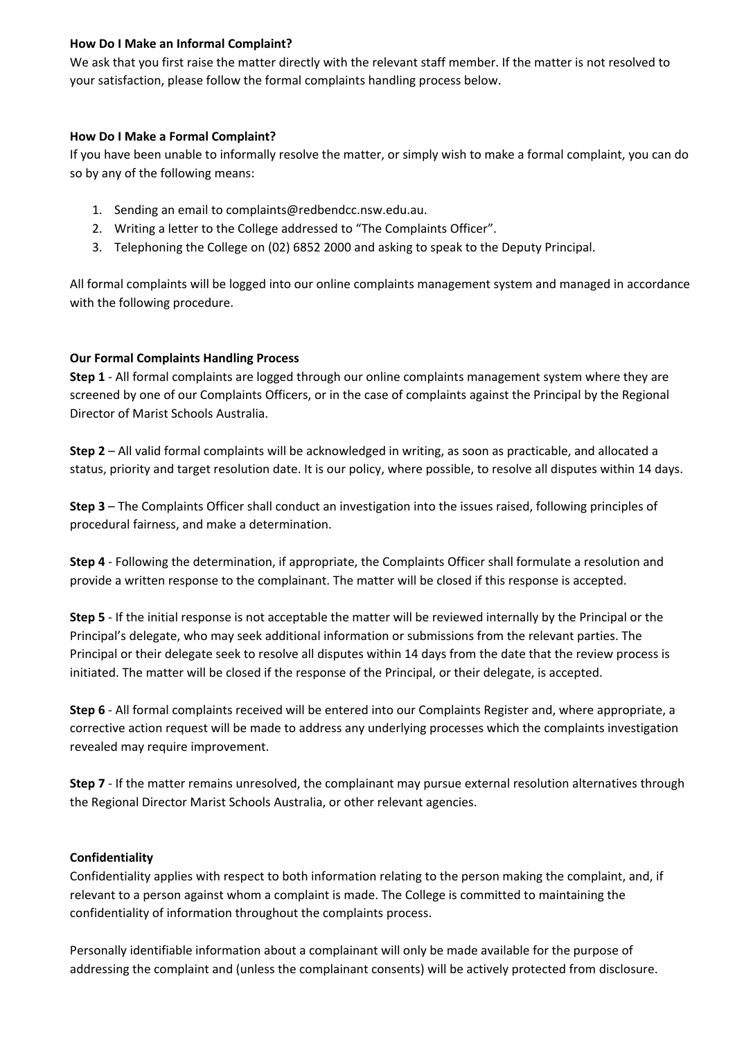**How Do I Make an Informal Complaint?**

We ask that you first raise the matter directly with the relevant staff member. If the matter is not resolved to your satisfaction, please follow the formal complaints handling process below.

**How Do I Make a Formal Complaint?**

If you have been unable to informally resolve the matter, or simply wish to make a formal complaint, you can do so by any of the following means:

1. Sending an email to complaints@redbendcc.nsw.edu.au.
2. Writing a letter to the College addressed to "The Complaints Officer".
3. Telephoning the College on (02) 6852 2000 and asking to speak to the Deputy Principal.

All formal complaints will be logged into our online complaints management system and managed in accordance with the following procedure.

**Our Formal Complaints Handling Process**

**Step 1** - All formal complaints are logged through our online complaints management system where they are screened by one of our Complaints Officers, or in the case of complaints against the Principal by the Regional Director of Marist Schools Australia.

**Step 2** – All valid formal complaints will be acknowledged in writing, as soon as practicable, and allocated a status, priority and target resolution date. It is our policy, where possible, to resolve all disputes within 14 days.

**Step 3** – The Complaints Officer shall conduct an investigation into the issues raised, following principles of procedural fairness, and make a determination.

**Step 4** - Following the determination, if appropriate, the Complaints Officer shall formulate a resolution and provide a written response to the complainant. The matter will be closed if this response is accepted.

**Step 5** - If the initial response is not acceptable the matter will be reviewed internally by the Principal or the Principal's delegate, who may seek additional information or submissions from the relevant parties. The Principal or their delegate seek to resolve all disputes within 14 days from the date that the review process is initiated. The matter will be closed if the response of the Principal, or their delegate, is accepted.

**Step 6** - All formal complaints received will be entered into our Complaints Register and, where appropriate, a corrective action request will be made to address any underlying processes which the complaints investigation revealed may require improvement.

**Step 7** - If the matter remains unresolved, the complainant may pursue external resolution alternatives through the Regional Director Marist Schools Australia, or other relevant agencies.

**Confidentiality**

Confidentiality applies with respect to both information relating to the person making the complaint, and, if relevant to a person against whom a complaint is made. The College is committed to maintaining the confidentiality of information throughout the complaints process.

Personally identifiable information about a complainant will only be made available for the purpose of addressing the complaint and (unless the complainant consents) will be actively protected from disclosure.